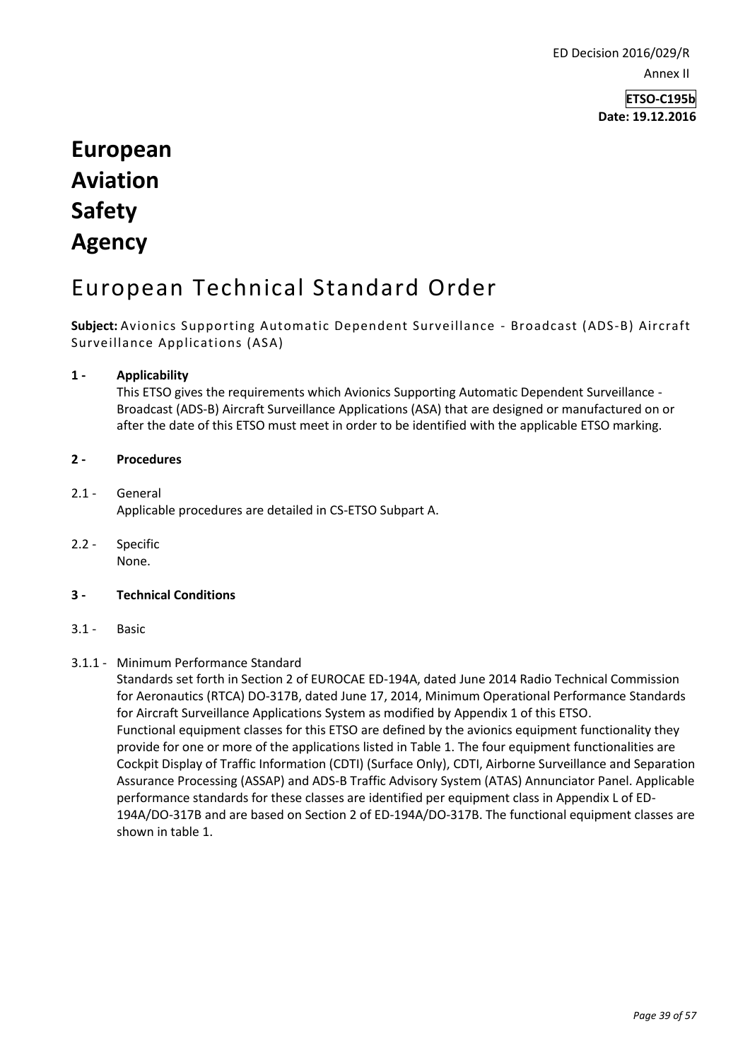ED Decision 2016/029/R

Annex II

**ETSO-C195b**
**Date: 19.12.2016**

# European Aviation Safety Agency

# European Technical Standard Order

**Subject:** Avionics Supporting Automatic Dependent Surveillance - Broadcast (ADS-B) Aircraft Surveillance Applications (ASA)

## 1 - Applicability

This ETSO gives the requirements which Avionics Supporting Automatic Dependent Surveillance - Broadcast (ADS-B) Aircraft Surveillance Applications (ASA) that are designed or manufactured on or after the date of this ETSO must meet in order to be identified with the applicable ETSO marking.

## 2 - Procedures

2.1 - General

Applicable procedures are detailed in CS-ETSO Subpart A.

2.2 - Specific

None.

## 3 - Technical Conditions

3.1 - Basic

3.1.1 - Minimum Performance Standard

Standards set forth in Section 2 of EUROCAE ED-194A, dated June 2014 Radio Technical Commission for Aeronautics (RTCA) DO-317B, dated June 17, 2014, Minimum Operational Performance Standards for Aircraft Surveillance Applications System as modified by Appendix 1 of this ETSO.

Functional equipment classes for this ETSO are defined by the avionics equipment functionality they provide for one or more of the applications listed in Table 1. The four equipment functionalities are Cockpit Display of Traffic Information (CDTI) (Surface Only), CDTI, Airborne Surveillance and Separation Assurance Processing (ASSAP) and ADS-B Traffic Advisory System (ATAS) Annunciator Panel. Applicable performance standards for these classes are identified per equipment class in Appendix L of ED-194A/DO-317B and are based on Section 2 of ED-194A/DO-317B. The functional equipment classes are shown in table 1.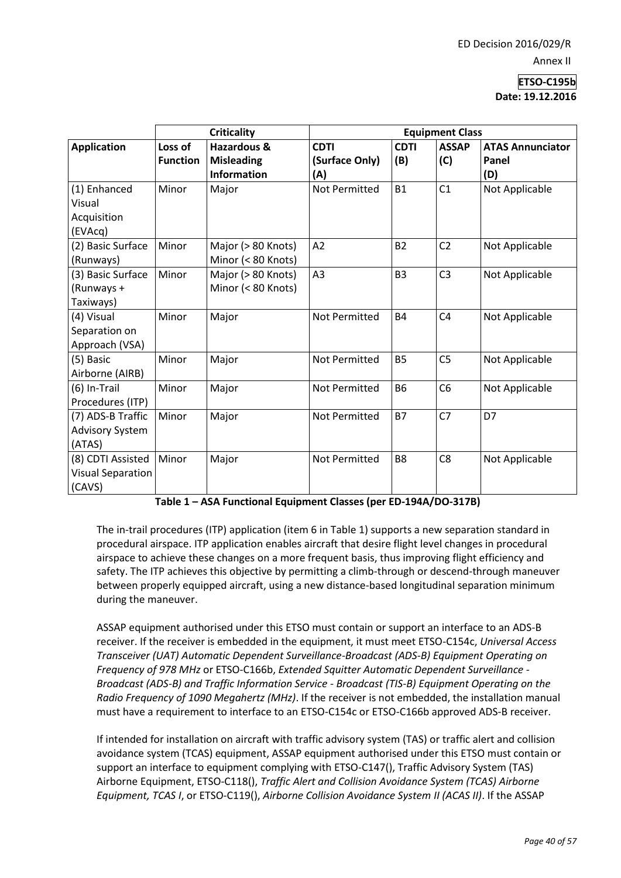| Application | Criticality | | Equipment Class | | | |
|---|---|---|---|---|---|---|
| | **Loss of Function** | **Hazardous & Misleading Information** | **CDTI (Surface Only) (A)** | **CDTI (B)** | **ASSAP (C)** | **ATAS Annunciator Panel (D)** |
| (1) Enhanced Visual Acquisition (EVAcq) | Minor | Major | Not Permitted | B1 | C1 | Not Applicable |
| (2) Basic Surface (Runways) | Minor | Major (> 80 Knots) Minor (< 80 Knots) | A2 | B2 | C2 | Not Applicable |
| (3) Basic Surface (Runways + Taxiways) | Minor | Major (> 80 Knots) Minor (< 80 Knots) | A3 | B3 | C3 | Not Applicable |
| (4) Visual Separation on Approach (VSA) | Minor | Major | Not Permitted | B4 | C4 | Not Applicable |
| (5) Basic Airborne (AIRB) | Minor | Major | Not Permitted | B5 | C5 | Not Applicable |
| (6) In-Trail Procedures (ITP) | Minor | Major | Not Permitted | B6 | C6 | Not Applicable |
| (7) ADS-B Traffic Advisory System (ATAS) | Minor | Major | Not Permitted | B7 | C7 | D7 |
| (8) CDTI Assisted Visual Separation (CAVS) | Minor | Major | Not Permitted | B8 | C8 | Not Applicable |

**Table 1 – ASA Functional Equipment Classes (per ED-194A/DO-317B)**

The in-trail procedures (ITP) application (item 6 in Table 1) supports a new separation standard in procedural airspace. ITP application enables aircraft that desire flight level changes in procedural airspace to achieve these changes on a more frequent basis, thus improving flight efficiency and safety. The ITP achieves this objective by permitting a climb-through or descend-through maneuver between properly equipped aircraft, using a new distance-based longitudinal separation minimum during the maneuver.

ASSAP equipment authorised under this ETSO must contain or support an interface to an ADS-B receiver. If the receiver is embedded in the equipment, it must meet ETSO-C154c, *Universal Access Transceiver (UAT) Automatic Dependent Surveillance-Broadcast (ADS-B) Equipment Operating on Frequency of 978 MHz* or ETSO-C166b, *Extended Squitter Automatic Dependent Surveillance - Broadcast (ADS-B) and Traffic Information Service - Broadcast (TIS-B) Equipment Operating on the Radio Frequency of 1090 Megahertz (MHz)*. If the receiver is not embedded, the installation manual must have a requirement to interface to an ETSO-C154c or ETSO-C166b approved ADS-B receiver.

If intended for installation on aircraft with traffic advisory system (TAS) or traffic alert and collision avoidance system (TCAS) equipment, ASSAP equipment authorised under this ETSO must contain or support an interface to equipment complying with ETSO-C147(), Traffic Advisory System (TAS) Airborne Equipment, ETSO-C118(), *Traffic Alert and Collision Avoidance System (TCAS) Airborne Equipment, TCAS I*, or ETSO-C119(), *Airborne Collision Avoidance System II (ACAS II)*. If the ASSAP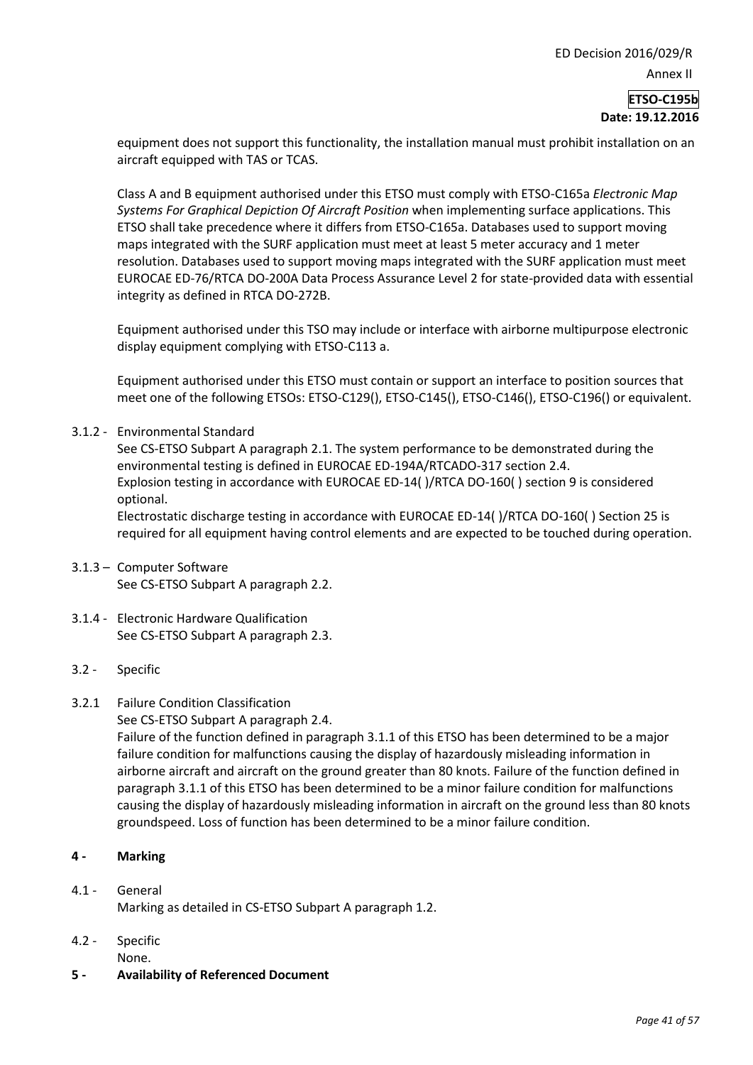equipment does not support this functionality, the installation manual must prohibit installation on an aircraft equipped with TAS or TCAS.

Class A and B equipment authorised under this ETSO must comply with ETSO-C165a *Electronic Map Systems For Graphical Depiction Of Aircraft Position* when implementing surface applications. This ETSO shall take precedence where it differs from ETSO-C165a. Databases used to support moving maps integrated with the SURF application must meet at least 5 meter accuracy and 1 meter resolution. Databases used to support moving maps integrated with the SURF application must meet EUROCAE ED-76/RTCA DO-200A Data Process Assurance Level 2 for state-provided data with essential integrity as defined in RTCA DO-272B.

Equipment authorised under this TSO may include or interface with airborne multipurpose electronic display equipment complying with ETSO-C113 a.

Equipment authorised under this ETSO must contain or support an interface to position sources that meet one of the following ETSOs: ETSO-C129(), ETSO-C145(), ETSO-C146(), ETSO-C196() or equivalent.

3.1.2 - Environmental Standard

See CS-ETSO Subpart A paragraph 2.1. The system performance to be demonstrated during the environmental testing is defined in EUROCAE ED-194A/RTCADO-317 section 2.4.
Explosion testing in accordance with EUROCAE ED-14( )/RTCA DO-160( ) section 9 is considered optional.
Electrostatic discharge testing in accordance with EUROCAE ED-14( )/RTCA DO-160( ) Section 25 is required for all equipment having control elements and are expected to be touched during operation.

3.1.3 – Computer Software

See CS-ETSO Subpart A paragraph 2.2.

3.1.4 - Electronic Hardware Qualification

See CS-ETSO Subpart A paragraph 2.3.

3.2 - Specific

3.2.1 Failure Condition Classification

See CS-ETSO Subpart A paragraph 2.4.
Failure of the function defined in paragraph 3.1.1 of this ETSO has been determined to be a major failure condition for malfunctions causing the display of hazardously misleading information in airborne aircraft and aircraft on the ground greater than 80 knots. Failure of the function defined in paragraph 3.1.1 of this ETSO has been determined to be a minor failure condition for malfunctions causing the display of hazardously misleading information in aircraft on the ground less than 80 knots groundspeed. Loss of function has been determined to be a minor failure condition.

## 4 - Marking

4.1 - General

Marking as detailed in CS-ETSO Subpart A paragraph 1.2.

4.2 - Specific

None.

## 5 - Availability of Referenced Document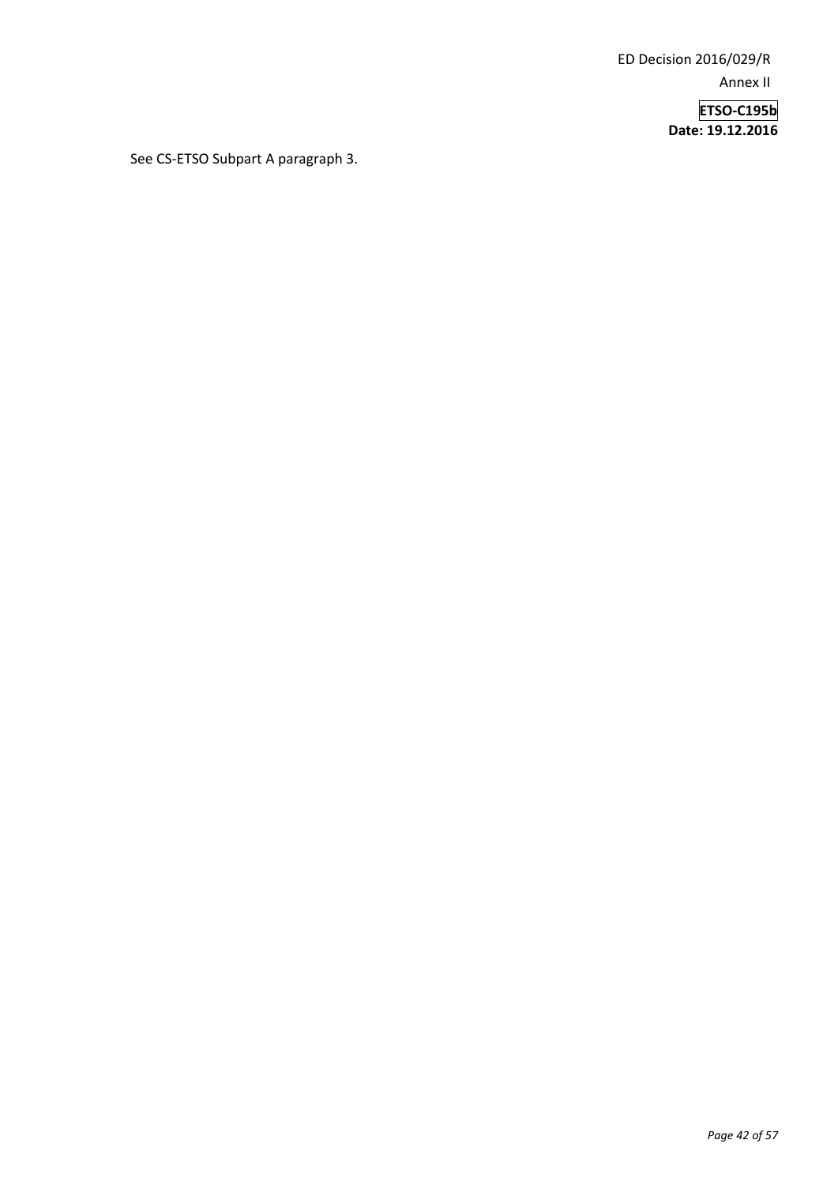See CS-ETSO Subpart A paragraph 3.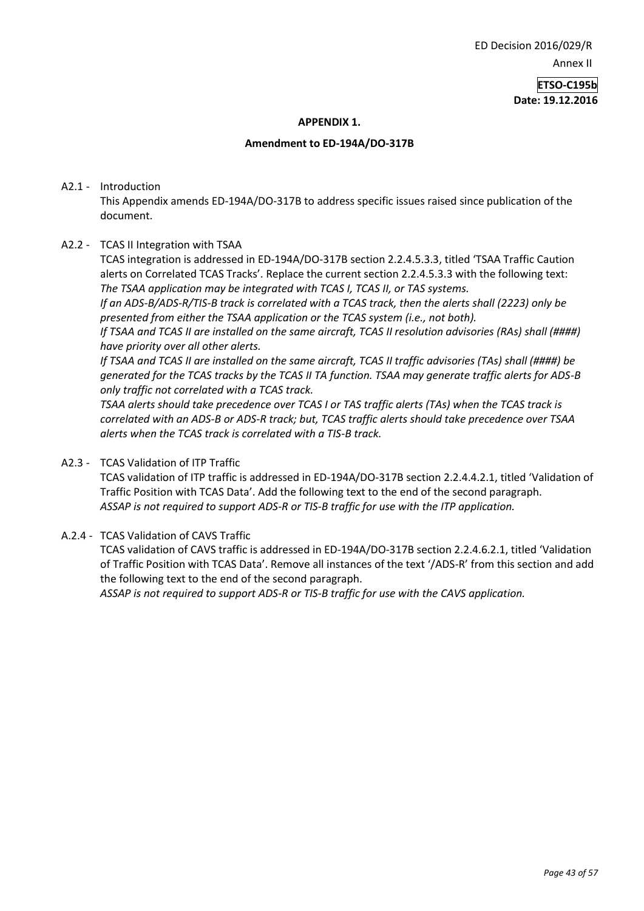**APPENDIX 1.**

**Amendment to ED-194A/DO-317B**

A2.1 - Introduction

This Appendix amends ED-194A/DO-317B to address specific issues raised since publication of the document.

A2.2 - TCAS II Integration with TSAA

TCAS integration is addressed in ED-194A/DO-317B section 2.2.4.5.3.3, titled 'TSAA Traffic Caution alerts on Correlated TCAS Tracks'. Replace the current section 2.2.4.5.3.3 with the following text:

*The TSAA application may be integrated with TCAS I, TCAS II, or TAS systems.*

*If an ADS-B/ADS-R/TIS-B track is correlated with a TCAS track, then the alerts shall (2223) only be presented from either the TSAA application or the TCAS system (i.e., not both).*

*If TSAA and TCAS II are installed on the same aircraft, TCAS II resolution advisories (RAs) shall (####) have priority over all other alerts.*

*If TSAA and TCAS II are installed on the same aircraft, TCAS II traffic advisories (TAs) shall (####) be generated for the TCAS tracks by the TCAS II TA function. TSAA may generate traffic alerts for ADS-B only traffic not correlated with a TCAS track.*

*TSAA alerts should take precedence over TCAS I or TAS traffic alerts (TAs) when the TCAS track is correlated with an ADS-B or ADS-R track; but, TCAS traffic alerts should take precedence over TSAA alerts when the TCAS track is correlated with a TIS-B track.*

A2.3 - TCAS Validation of ITP Traffic

TCAS validation of ITP traffic is addressed in ED-194A/DO-317B section 2.2.4.4.2.1, titled 'Validation of Traffic Position with TCAS Data'. Add the following text to the end of the second paragraph.

*ASSAP is not required to support ADS-R or TIS-B traffic for use with the ITP application.*

A.2.4 - TCAS Validation of CAVS Traffic

TCAS validation of CAVS traffic is addressed in ED-194A/DO-317B section 2.2.4.6.2.1, titled 'Validation of Traffic Position with TCAS Data'. Remove all instances of the text '/ADS-R' from this section and add the following text to the end of the second paragraph.

*ASSAP is not required to support ADS-R or TIS-B traffic for use with the CAVS application.*